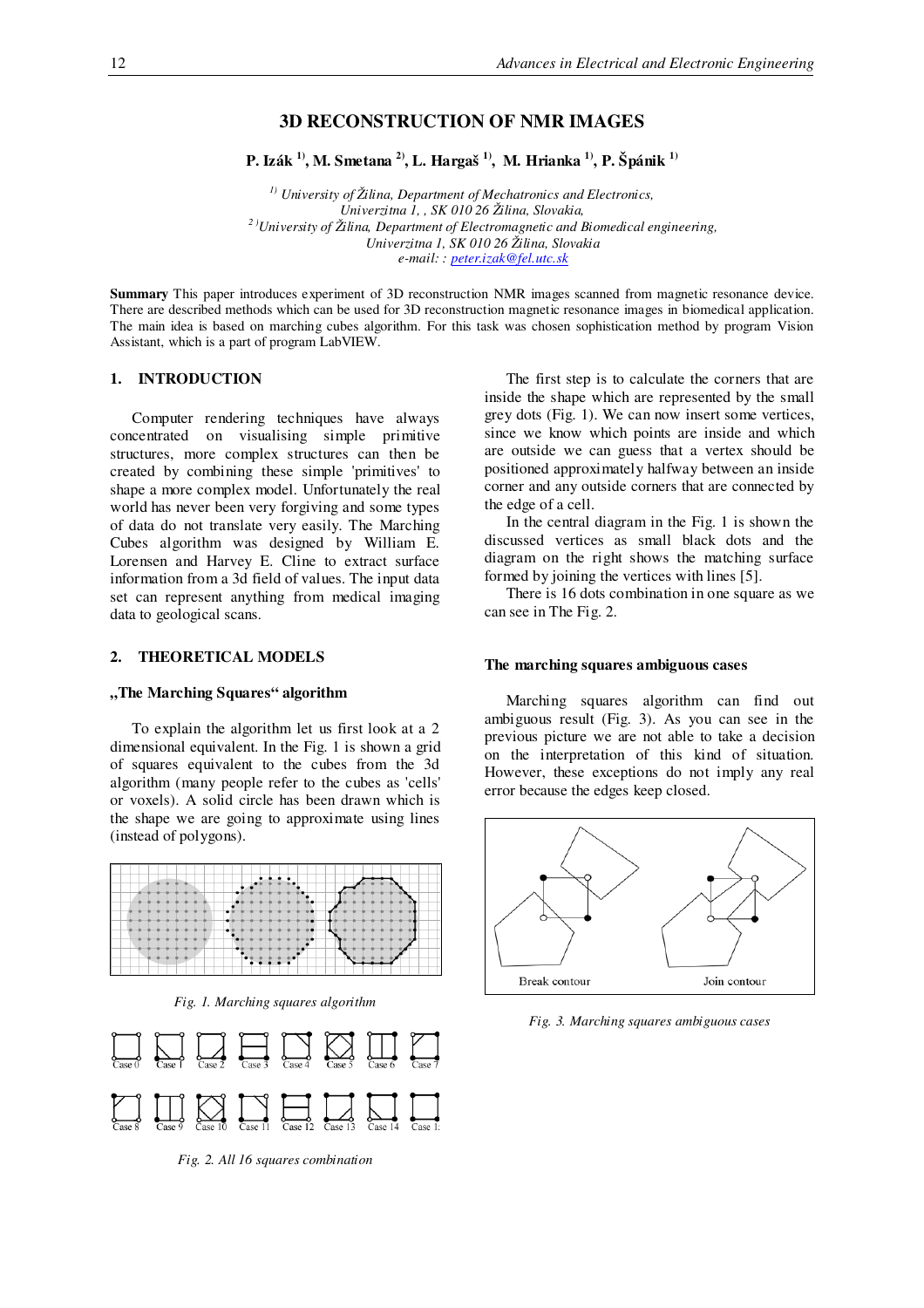# 3D RECONSTRUCTION OF NMR IMAGES

**P. Izák [1], M. Smetana [2], L. Hargaš [1], M. Hrianka [1], P. Špánik [1]**

*[1] University of Žilina, Department of Mechatronics and Electronics, Univerzitna 1, , SK 010 26 Žilina, Slovakia,*
*[2] University of Žilina, Department of Electromagnetic and Biomedical engineering, Univerzitna 1, SK 010 26 Žilina, Slovakia*
*e-mail: : peter.izak@fel.utc.sk*

**Summary** This paper introduces experiment of 3D reconstruction NMR images scanned from magnetic resonance device. There are described methods which can be used for 3D reconstruction magnetic resonance images in biomedical application. The main idea is based on marching cubes algorithm. For this task was chosen sophistication method by program Vision Assistant, which is a part of program LabVIEW.

## 1. INTRODUCTION

Computer rendering techniques have always concentrated on visualising simple primitive structures, more complex structures can then be created by combining these simple 'primitives' to shape a more complex model. Unfortunately the real world has never been very forgiving and some types of data do not translate very easily. The Marching Cubes algorithm was designed by William E. Lorensen and Harvey E. Cline to extract surface information from a 3d field of values. The input data set can represent anything from medical imaging data to geological scans.

## 2. THEORETICAL MODELS

### „The Marching Squares“ algorithm

To explain the algorithm let us first look at a 2 dimensional equivalent. In the Fig. 1 is shown a grid of squares equivalent to the cubes from the 3d algorithm (many people refer to the cubes as 'cells' or voxels). A solid circle has been drawn which is the shape we are going to approximate using lines (instead of polygons).

*Fig. 1. Marching squares algorithm*

*Fig. 2. All 16 squares combination*

The first step is to calculate the corners that are inside the shape which are represented by the small grey dots (Fig. 1). We can now insert some vertices, since we know which points are inside and which are outside we can guess that a vertex should be positioned approximately halfway between an inside corner and any outside corners that are connected by the edge of a cell.

In the central diagram in the Fig. 1 is shown the discussed vertices as small black dots and the diagram on the right shows the matching surface formed by joining the vertices with lines [5].

There is 16 dots combination in one square as we can see in The Fig. 2.

### The marching squares ambiguous cases

Marching squares algorithm can find out ambiguous result (Fig. 3). As you can see in the previous picture we are not able to take a decision on the interpretation of this kind of situation. However, these exceptions do not imply any real error because the edges keep closed.

*Fig. 3. Marching squares ambiguous cases*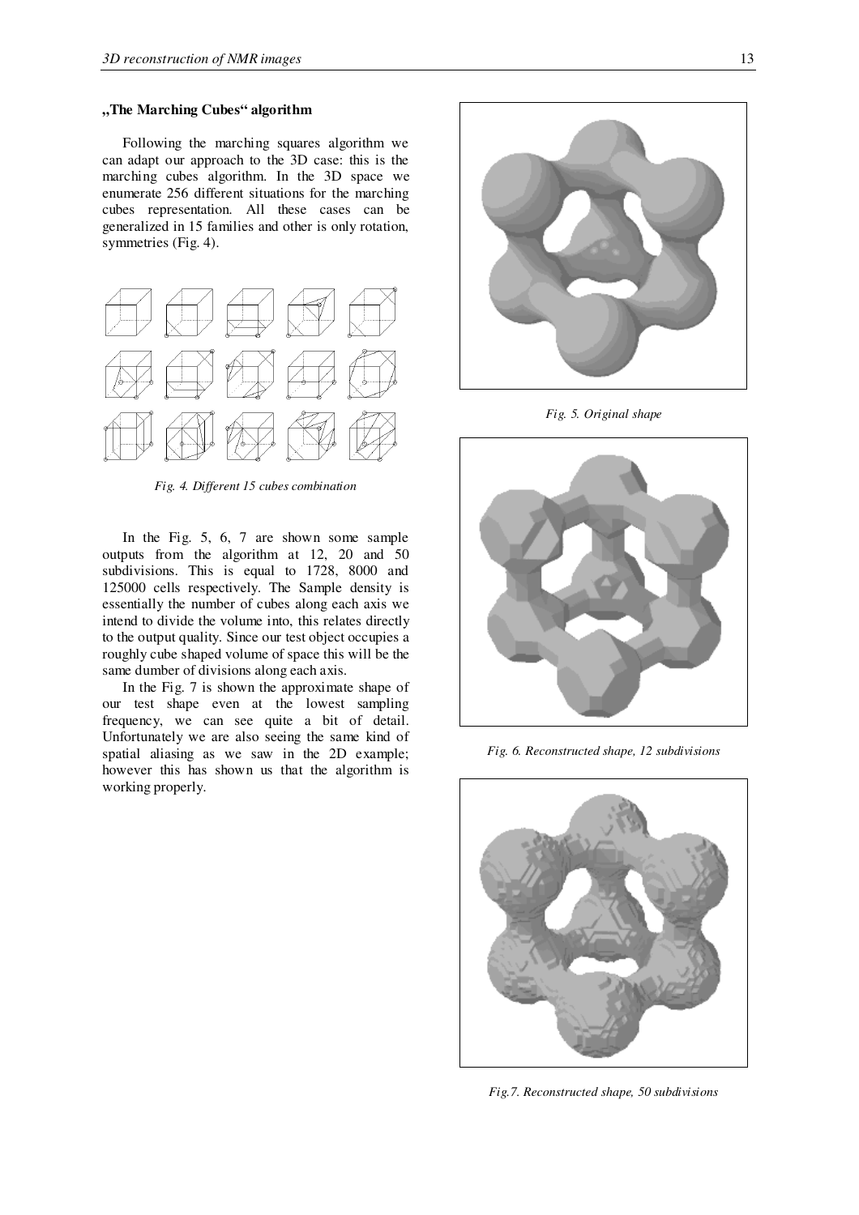## „The Marching Cubes“ algorithm

Following the marching squares algorithm we can adapt our approach to the 3D case: this is the marching cubes algorithm. In the 3D space we enumerate 256 different situations for the marching cubes representation. All these cases can be generalized in 15 families and other is only rotation, symmetries (Fig. 4).

*Fig. 4. Different 15 cubes combination*

In the Fig. 5, 6, 7 are shown some sample outputs from the algorithm at 12, 20 and 50 subdivisions. This is equal to 1728, 8000 and 125000 cells respectively. The Sample density is essentially the number of cubes along each axis we intend to divide the volume into, this relates directly to the output quality. Since our test object occupies a roughly cube shaped volume of space this will be the same dumber of divisions along each axis.

In the Fig. 7 is shown the approximate shape of our test shape even at the lowest sampling frequency, we can see quite a bit of detail. Unfortunately we are also seeing the same kind of spatial aliasing as we saw in the 2D example; however this has shown us that the algorithm is working properly.

*Fig. 5. Original shape*

*Fig. 6. Reconstructed shape, 12 subdivisions*

*Fig.7. Reconstructed shape, 50 subdivisions*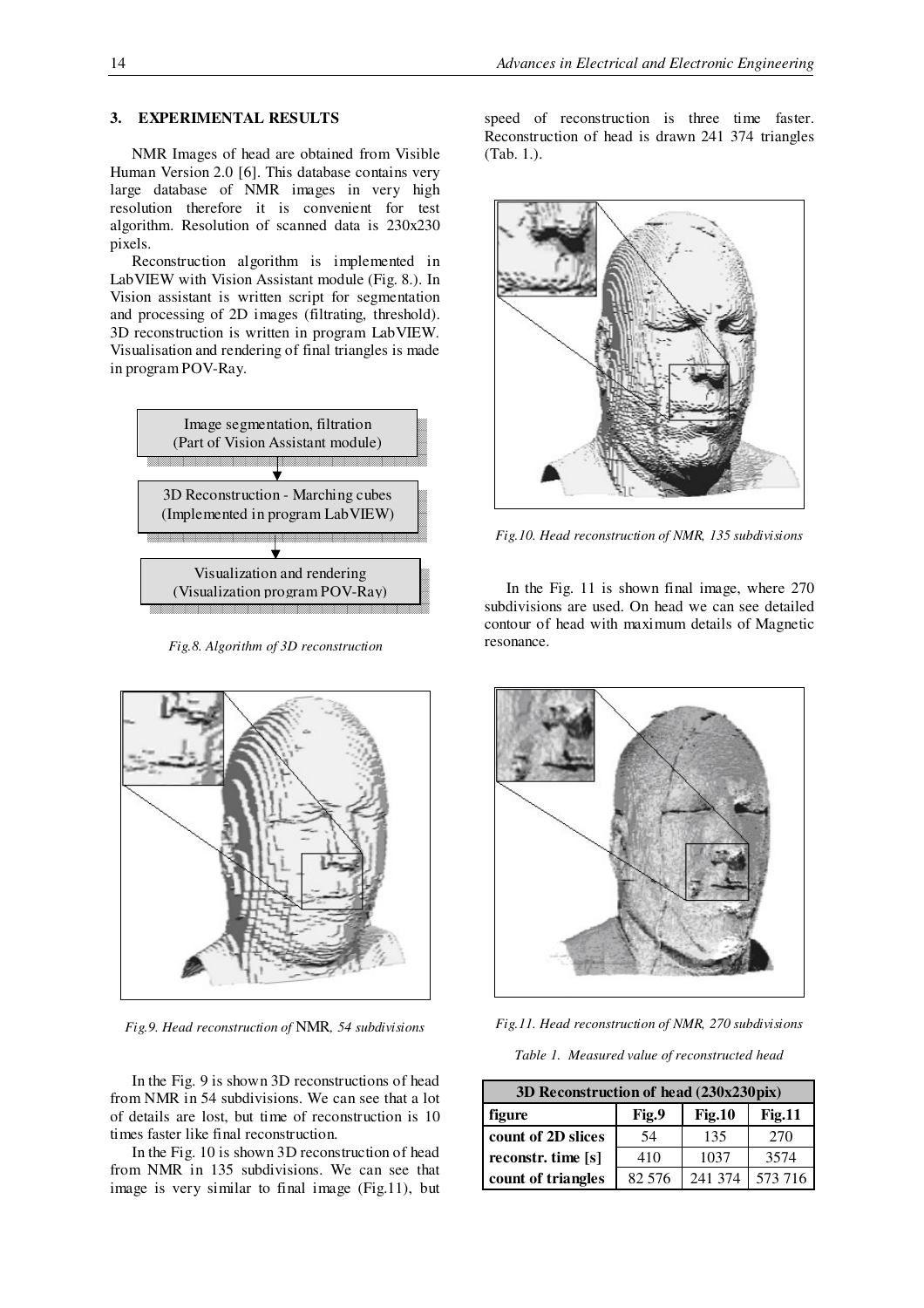## 3. EXPERIMENTAL RESULTS

NMR Images of head are obtained from Visible Human Version 2.0 [6]. This database contains very large database of NMR images in very high resolution therefore it is convenient for test algorithm. Resolution of scanned data is 230x230 pixels.

Reconstruction algorithm is implemented in LabVIEW with Vision Assistant module (Fig. 8.). In Vision assistant is written script for segmentation and processing of 2D images (filtrating, threshold). 3D reconstruction is written in program LabVIEW. Visualisation and rendering of final triangles is made in program POV-Ray.

Image segmentation, filtration
(Part of Vision Assistant module)

3D Reconstruction - Marching cubes
(Implemented in program LabVIEW)

Visualization and rendering
(Visualization program POV-Ray)

*Fig.8. Algorithm of 3D reconstruction*

*Fig.9. Head reconstruction of* NMR*, 54 subdivisions*

In the Fig. 9 is shown 3D reconstructions of head from NMR in 54 subdivisions. We can see that a lot of details are lost, but time of reconstruction is 10 times faster like final reconstruction.

In the Fig. 10 is shown 3D reconstruction of head from NMR in 135 subdivisions. We can see that image is very similar to final image (Fig.11), but speed of reconstruction is three time faster. Reconstruction of head is drawn 241 374 triangles (Tab. 1.).

*Fig.10. Head reconstruction of NMR, 135 subdivisions*

In the Fig. 11 is shown final image, where 270 subdivisions are used. On head we can see detailed contour of head with maximum details of Magnetic resonance.

*Fig.11. Head reconstruction of NMR, 270 subdivisions*

*Table 1. Measured value of reconstructed head*

| 3D Reconstruction of head (230x230pix) | | | |
|---|---|---|---|
| **figure** | **Fig.9** | **Fig.10** | **Fig.11** |
| **count of 2D slices** | 54 | 135 | 270 |
| **reconstr. time [s]** | 410 | 1037 | 3574 |
| **count of triangles** | 82 576 | 241 374 | 573 716 |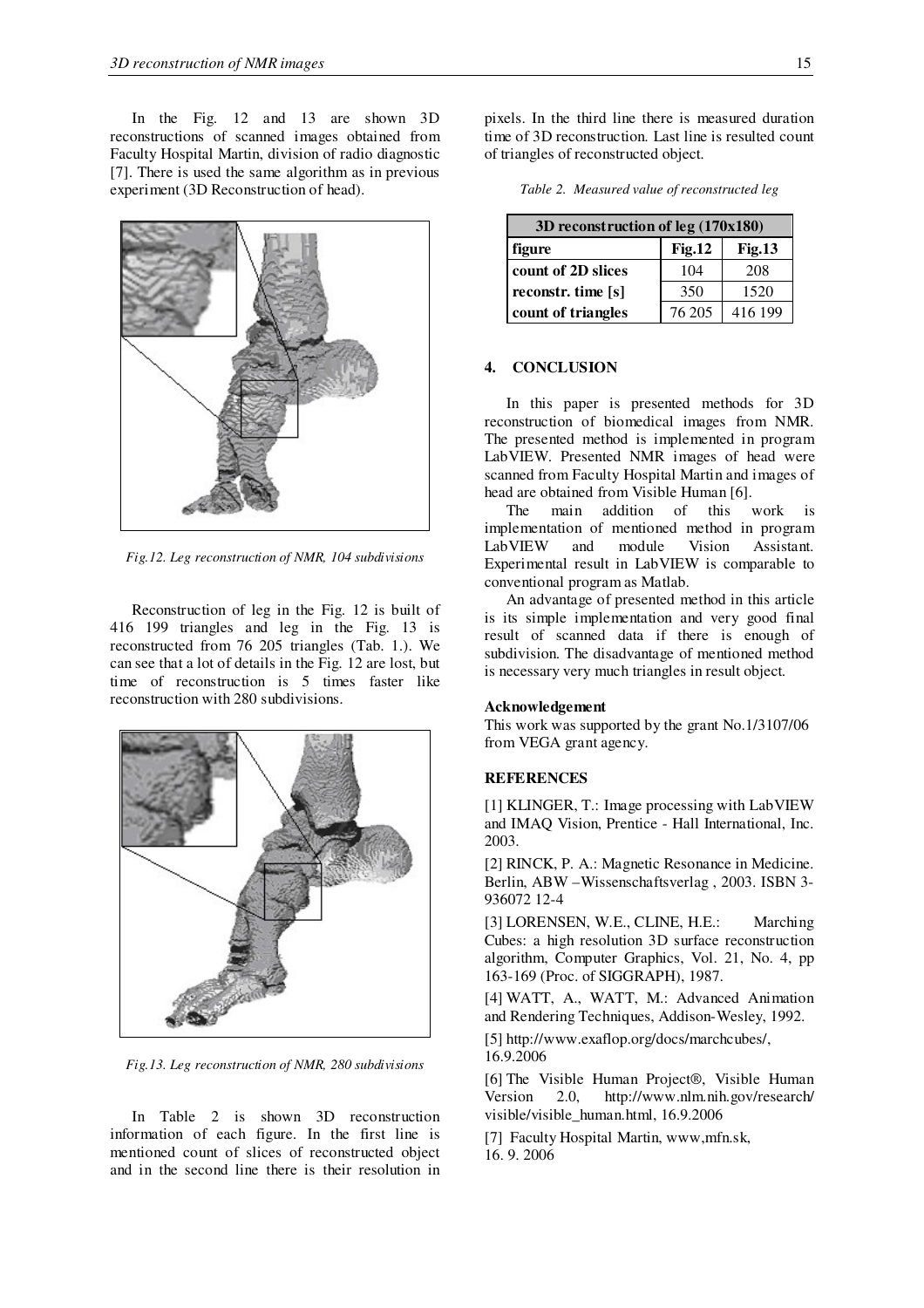In the Fig. 12 and 13 are shown 3D reconstructions of scanned images obtained from Faculty Hospital Martin, division of radio diagnostic [7]. There is used the same algorithm as in previous experiment (3D Reconstruction of head).

*Fig.12. Leg reconstruction of NMR, 104 subdivisions*

Reconstruction of leg in the Fig. 12 is built of 416 199 triangles and leg in the Fig. 13 is reconstructed from 76 205 triangles (Tab. 1.). We can see that a lot of details in the Fig. 12 are lost, but time of reconstruction is 5 times faster like reconstruction with 280 subdivisions.

*Fig.13. Leg reconstruction of NMR, 280 subdivisions*

In Table 2 is shown 3D reconstruction information of each figure. In the first line is mentioned count of slices of reconstructed object and in the second line there is their resolution in pixels. In the third line there is measured duration time of 3D reconstruction. Last line is resulted count of triangles of reconstructed object.

*Table 2. Measured value of reconstructed leg*

| 3D reconstruction of leg (170x180) | | |
|---|---|---|
| **figure** | **Fig.12** | **Fig.13** |
| **count of 2D slices** | 104 | 208 |
| **reconstr. time [s]** | 350 | 1520 |
| **count of triangles** | 76 205 | 416 199 |

## 4. CONCLUSION

In this paper is presented methods for 3D reconstruction of biomedical images from NMR. The presented method is implemented in program LabVIEW. Presented NMR images of head were scanned from Faculty Hospital Martin and images of head are obtained from Visible Human [6].

The main addition of this work is implementation of mentioned method in program LabVIEW and module Vision Assistant. Experimental result in LabVIEW is comparable to conventional program as Matlab.

An advantage of presented method in this article is its simple implementation and very good final result of scanned data if there is enough of subdivision. The disadvantage of mentioned method is necessary very much triangles in result object.

### Acknowledgement

This work was supported by the grant No.1/3107/06 from VEGA grant agency.

### REFERENCES

[1] KLINGER, T.: Image processing with LabVIEW and IMAQ Vision, Prentice - Hall International, Inc. 2003.

[2] RINCK, P. A.: Magnetic Resonance in Medicine. Berlin, ABW –Wissenschaftsverlag , 2003. ISBN 3-936072 12-4

[3] LORENSEN, W.E., CLINE, H.E.: Marching Cubes: a high resolution 3D surface reconstruction algorithm, Computer Graphics, Vol. 21, No. 4, pp 163-169 (Proc. of SIGGRAPH), 1987.

[4] WATT, A., WATT, M.: Advanced Animation and Rendering Techniques, Addison-Wesley, 1992.

[5] http://www.exaflop.org/docs/marchcubes/, 16.9.2006

[6] The Visible Human Project®, Visible Human Version 2.0, http://www.nlm.nih.gov/research/visible/visible_human.html, 16.9.2006

[7] Faculty Hospital Martin, www,mfn.sk, 16. 9. 2006